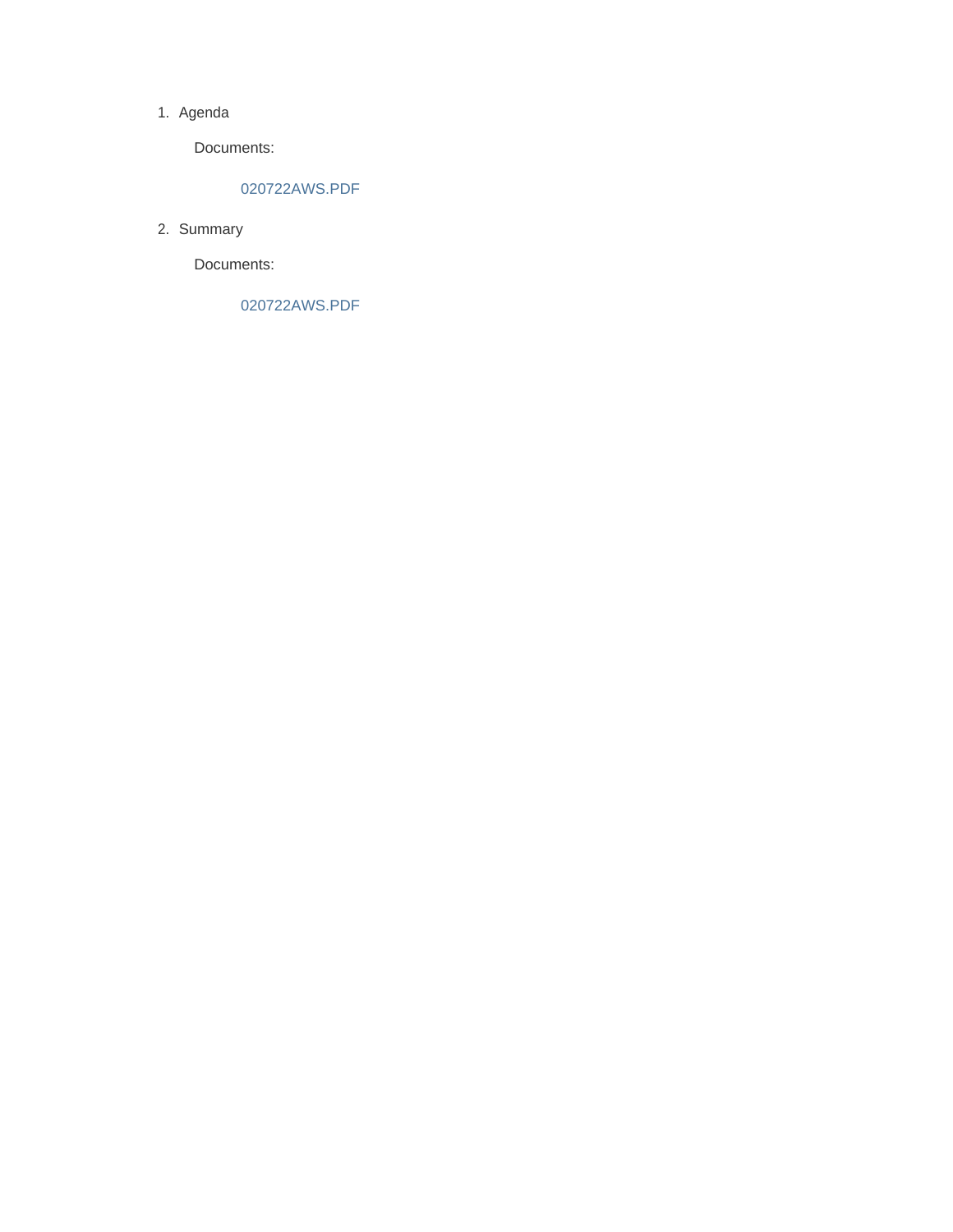1. Agenda

   Documents:

   020722AWS.PDF

2. Summary

   Documents:

   020722AWS.PDF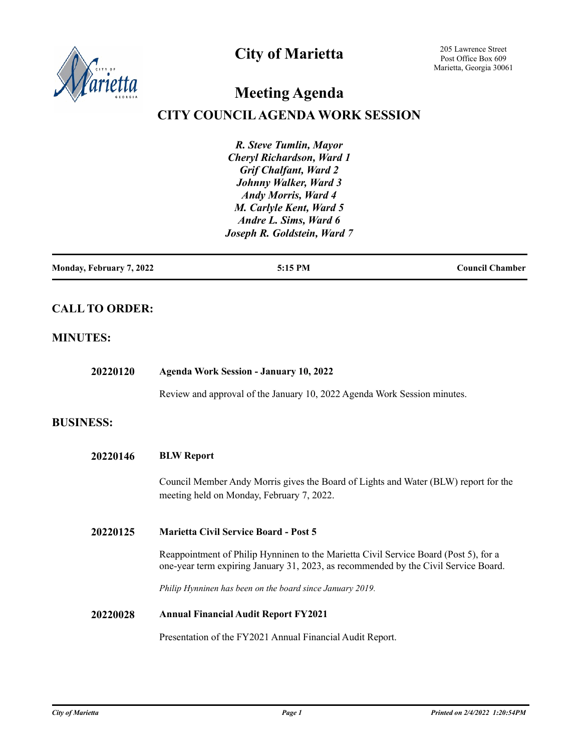# City of Marietta

205 Lawrence Street
Post Office Box 609
Marietta, Georgia 30061

## Meeting Agenda

## CITY COUNCIL AGENDA WORK SESSION

*R. Steve Tumlin, Mayor*
*Cheryl Richardson, Ward 1*
*Grif Chalfant, Ward 2*
*Johnny Walker, Ward 3*
*Andy Morris, Ward 4*
*M. Carlyle Kent, Ward 5*
*Andre L. Sims, Ward 6*
*Joseph R. Goldstein, Ward 7*

**Monday, February 7, 2022** | **5:15 PM** | **Council Chamber**

## CALL TO ORDER:

## MINUTES:

**20220120** **Agenda Work Session - January 10, 2022**

Review and approval of the January 10, 2022 Agenda Work Session minutes.

## BUSINESS:

**20220146** **BLW Report**

Council Member Andy Morris gives the Board of Lights and Water (BLW) report for the meeting held on Monday, February 7, 2022.

**20220125** **Marietta Civil Service Board - Post 5**

Reappointment of Philip Hynninen to the Marietta Civil Service Board (Post 5), for a one-year term expiring January 31, 2023, as recommended by the Civil Service Board.

*Philip Hynninen has been on the board since January 2019.*

**20220028** **Annual Financial Audit Report FY2021**

Presentation of the FY2021 Annual Financial Audit Report.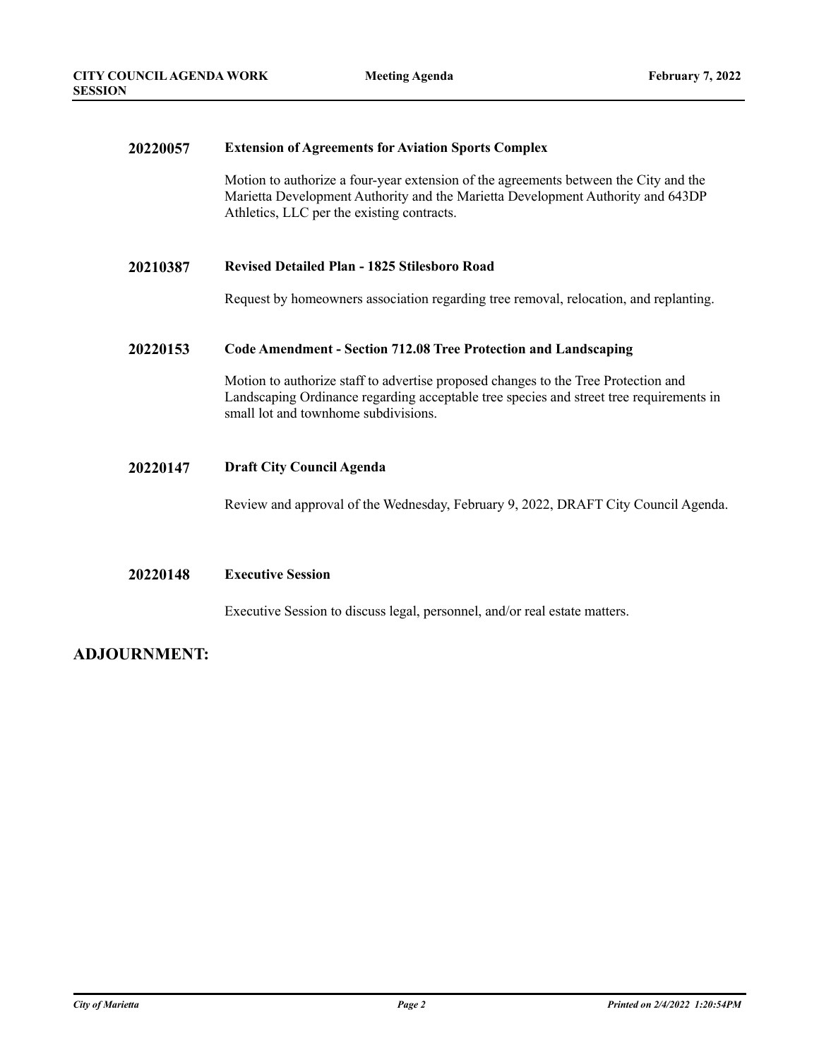**20220057** **Extension of Agreements for Aviation Sports Complex**

Motion to authorize a four-year extension of the agreements between the City and the Marietta Development Authority and the Marietta Development Authority and 643DP Athletics, LLC per the existing contracts.

**20210387** **Revised Detailed Plan - 1825 Stilesboro Road**

Request by homeowners association regarding tree removal, relocation, and replanting.

**20220153** **Code Amendment - Section 712.08 Tree Protection and Landscaping**

Motion to authorize staff to advertise proposed changes to the Tree Protection and Landscaping Ordinance regarding acceptable tree species and street tree requirements in small lot and townhome subdivisions.

**20220147** **Draft City Council Agenda**

Review and approval of the Wednesday, February 9, 2022, DRAFT City Council Agenda.

**20220148** **Executive Session**

Executive Session to discuss legal, personnel, and/or real estate matters.

## ADJOURNMENT: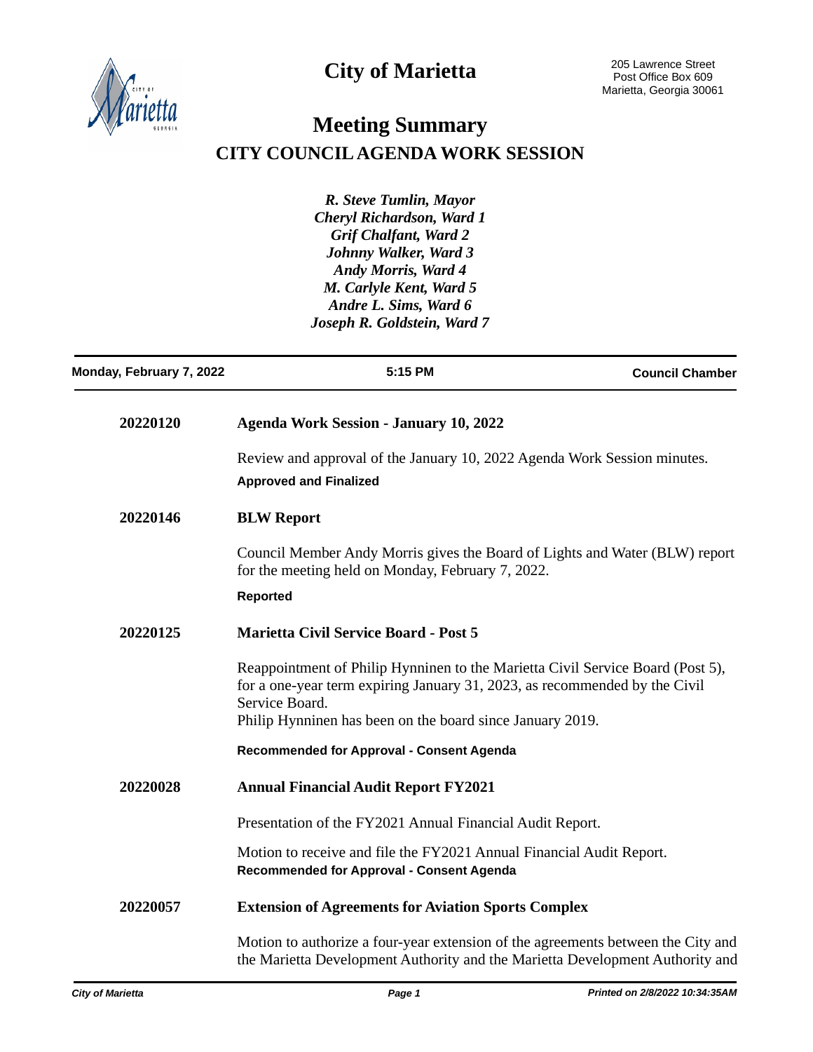# City of Marietta

205 Lawrence Street
Post Office Box 609
Marietta, Georgia 30061

## Meeting Summary
## CITY COUNCIL AGENDA WORK SESSION

*R. Steve Tumlin, Mayor*
*Cheryl Richardson, Ward 1*
*Grif Chalfant, Ward 2*
*Johnny Walker, Ward 3*
*Andy Morris, Ward 4*
*M. Carlyle Kent, Ward 5*
*Andre L. Sims, Ward 6*
*Joseph R. Goldstein, Ward 7*

**Monday, February 7, 2022** | **5:15 PM** | **Council Chamber**

---

**20220120** **Agenda Work Session - January 10, 2022**

Review and approval of the January 10, 2022 Agenda Work Session minutes.

**Approved and Finalized**

**20220146** **BLW Report**

Council Member Andy Morris gives the Board of Lights and Water (BLW) report for the meeting held on Monday, February 7, 2022.

**Reported**

**20220125** **Marietta Civil Service Board - Post 5**

Reappointment of Philip Hynninen to the Marietta Civil Service Board (Post 5), for a one-year term expiring January 31, 2023, as recommended by the Civil Service Board.
Philip Hynninen has been on the board since January 2019.

**Recommended for Approval - Consent Agenda**

**20220028** **Annual Financial Audit Report FY2021**

Presentation of the FY2021 Annual Financial Audit Report.

Motion to receive and file the FY2021 Annual Financial Audit Report.
**Recommended for Approval - Consent Agenda**

**20220057** **Extension of Agreements for Aviation Sports Complex**

Motion to authorize a four-year extension of the agreements between the City and the Marietta Development Authority and the Marietta Development Authority and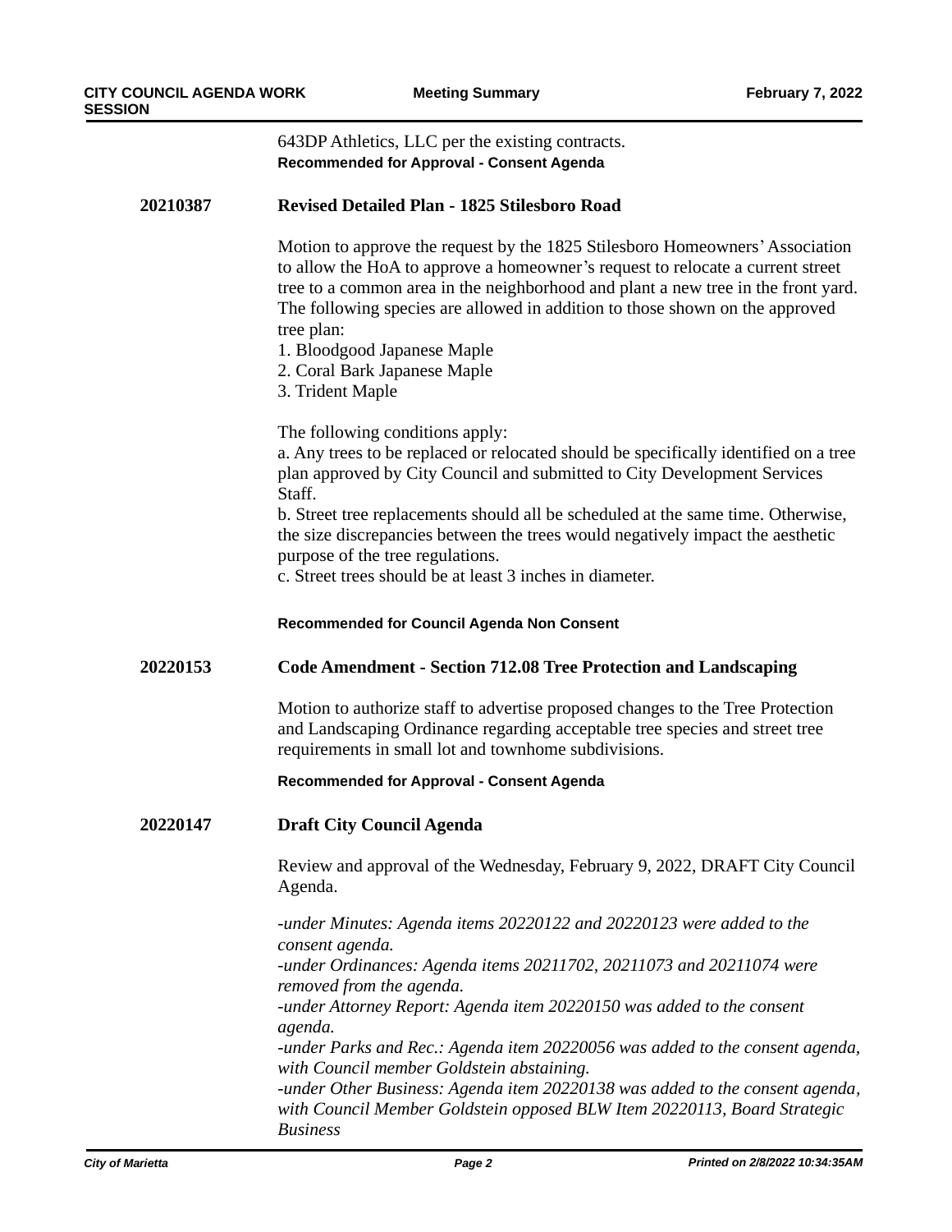643DP Athletics, LLC per the existing contracts.

**Recommended for Approval - Consent Agenda**

**20210387 Revised Detailed Plan - 1825 Stilesboro Road**

Motion to approve the request by the 1825 Stilesboro Homeowners' Association to allow the HoA to approve a homeowner's request to relocate a current street tree to a common area in the neighborhood and plant a new tree in the front yard. The following species are allowed in addition to those shown on the approved tree plan:

1. Bloodgood Japanese Maple
2. Coral Bark Japanese Maple
3. Trident Maple

The following conditions apply:

a. Any trees to be replaced or relocated should be specifically identified on a tree plan approved by City Council and submitted to City Development Services Staff.

b. Street tree replacements should all be scheduled at the same time. Otherwise, the size discrepancies between the trees would negatively impact the aesthetic purpose of the tree regulations.

c. Street trees should be at least 3 inches in diameter.

**Recommended for Council Agenda Non Consent**

**20220153 Code Amendment - Section 712.08 Tree Protection and Landscaping**

Motion to authorize staff to advertise proposed changes to the Tree Protection and Landscaping Ordinance regarding acceptable tree species and street tree requirements in small lot and townhome subdivisions.

**Recommended for Approval - Consent Agenda**

**20220147 Draft City Council Agenda**

Review and approval of the Wednesday, February 9, 2022, DRAFT City Council Agenda.

*-under Minutes: Agenda items 20220122 and 20220123 were added to the consent agenda.*

*-under Ordinances: Agenda items 20211702, 20211073 and 20211074 were removed from the agenda.*

*-under Attorney Report: Agenda item 20220150 was added to the consent agenda.*

*-under Parks and Rec.: Agenda item 20220056 was added to the consent agenda, with Council member Goldstein abstaining.*

*-under Other Business: Agenda item 20220138 was added to the consent agenda, with Council Member Goldstein opposed BLW Item 20220113, Board Strategic Business*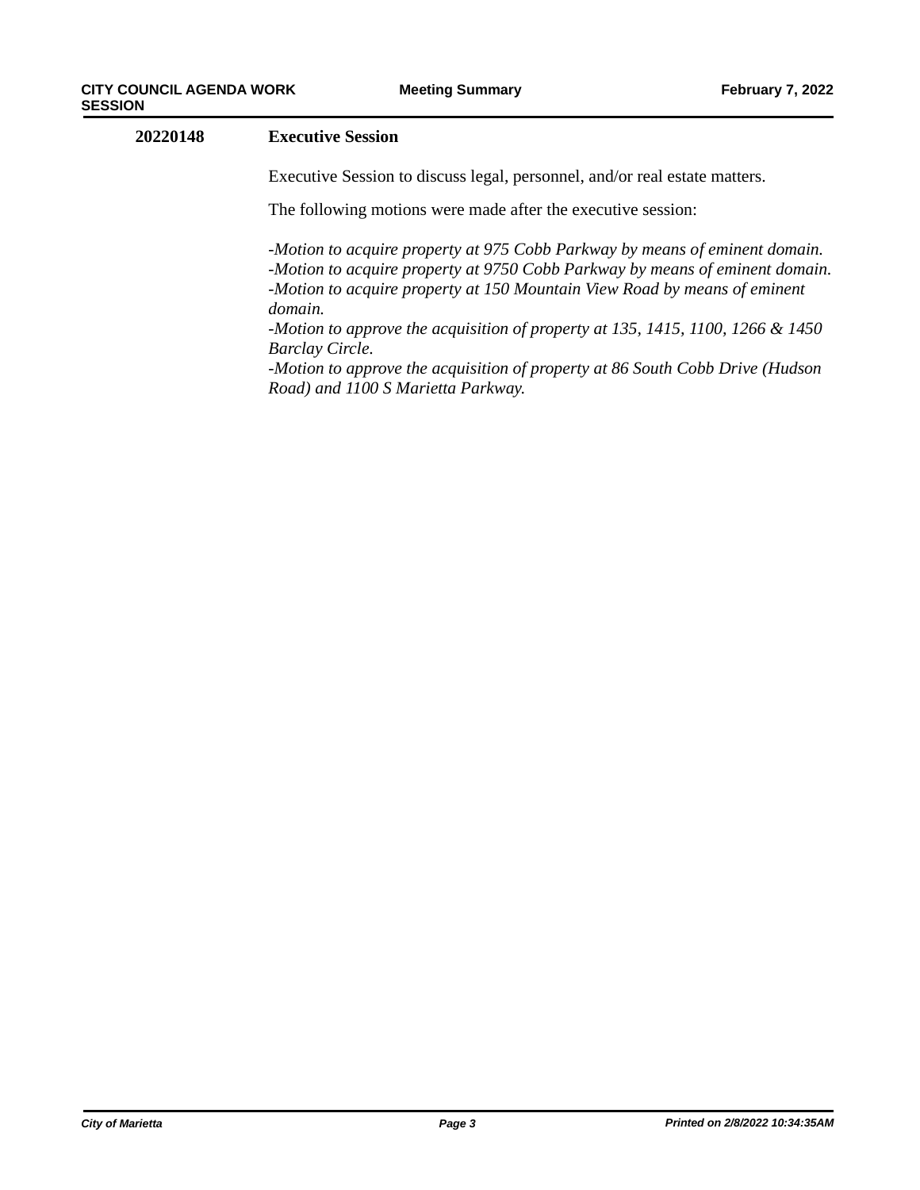**20220148** **Executive Session**

Executive Session to discuss legal, personnel, and/or real estate matters.

The following motions were made after the executive session:

*-Motion to acquire property at 975 Cobb Parkway by means of eminent domain.*
*-Motion to acquire property at 9750 Cobb Parkway by means of eminent domain.*
*-Motion to acquire property at 150 Mountain View Road by means of eminent domain.*
*-Motion to approve the acquisition of property at 135, 1415, 1100, 1266 & 1450 Barclay Circle.*
*-Motion to approve the acquisition of property at 86 South Cobb Drive (Hudson Road) and 1100 S Marietta Parkway.*